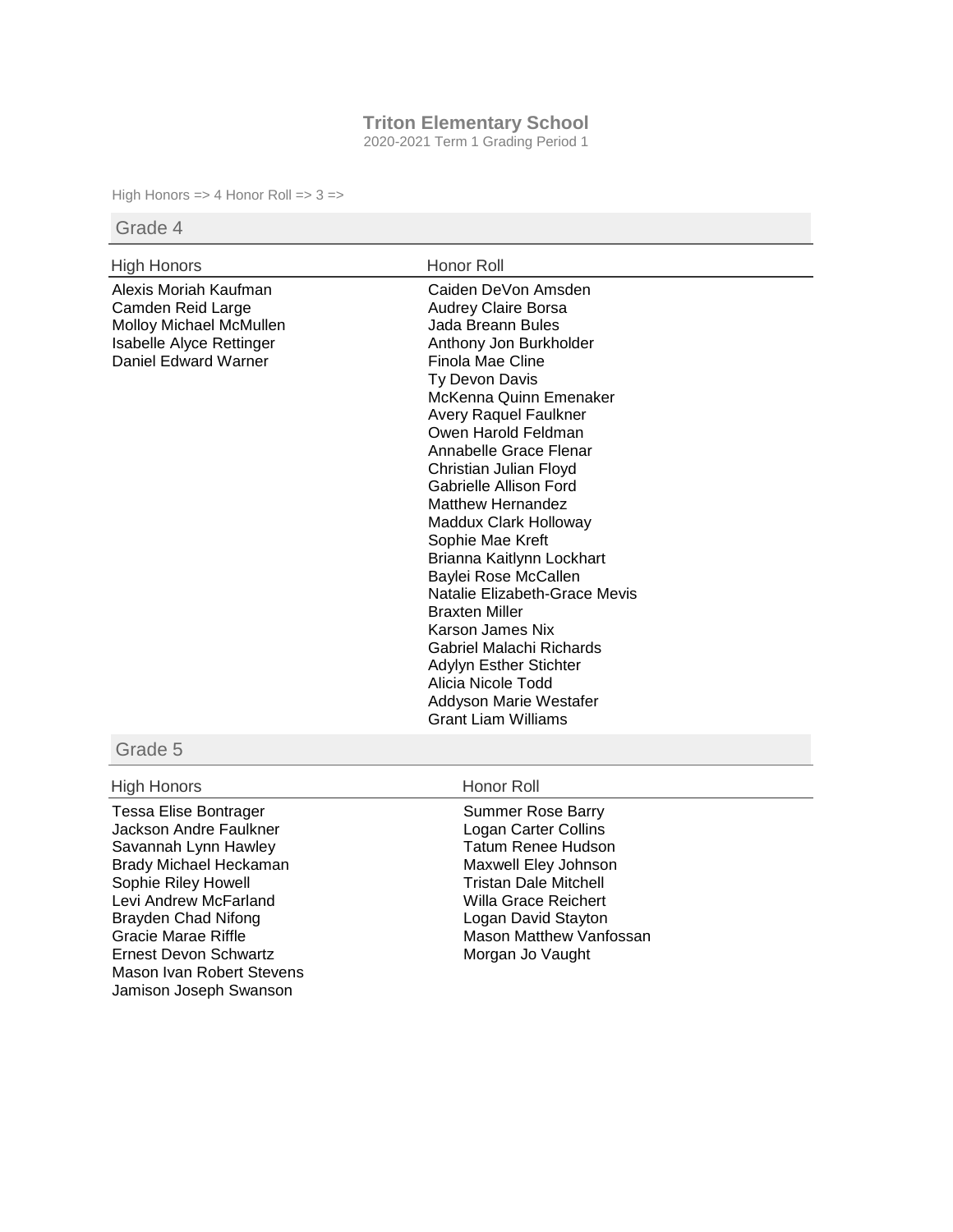# Triton Elementary School

2020-2021 Term 1 Grading Period 1

High Honors => 4 Honor Roll => 3 =>

## Grade 4

### High Honors

Alexis Moriah Kaufman
Camden Reid Large
Molloy Michael McMullen
Isabelle Alyce Rettinger
Daniel Edward Warner

### Honor Roll

Caiden DeVon Amsden
Audrey Claire Borsa
Jada Breann Bules
Anthony Jon Burkholder
Finola Mae Cline
Ty Devon Davis
McKenna Quinn Emenaker
Avery Raquel Faulkner
Owen Harold Feldman
Annabelle Grace Flenar
Christian Julian Floyd
Gabrielle Allison Ford
Matthew Hernandez
Maddux Clark Holloway
Sophie Mae Kreft
Brianna Kaitlynn Lockhart
Baylei Rose McCallen
Natalie Elizabeth-Grace Mevis
Braxten Miller
Karson James Nix
Gabriel Malachi Richards
Adylyn Esther Stichter
Alicia Nicole Todd
Addyson Marie Westafer
Grant Liam Williams

## Grade 5

### High Honors

Tessa Elise Bontrager
Jackson Andre Faulkner
Savannah Lynn Hawley
Brady Michael Heckaman
Sophie Riley Howell
Levi Andrew McFarland
Brayden Chad Nifong
Gracie Marae Riffle
Ernest Devon Schwartz
Mason Ivan Robert Stevens
Jamison Joseph Swanson

### Honor Roll

Summer Rose Barry
Logan Carter Collins
Tatum Renee Hudson
Maxwell Eley Johnson
Tristan Dale Mitchell
Willa Grace Reichert
Logan David Stayton
Mason Matthew Vanfossan
Morgan Jo Vaught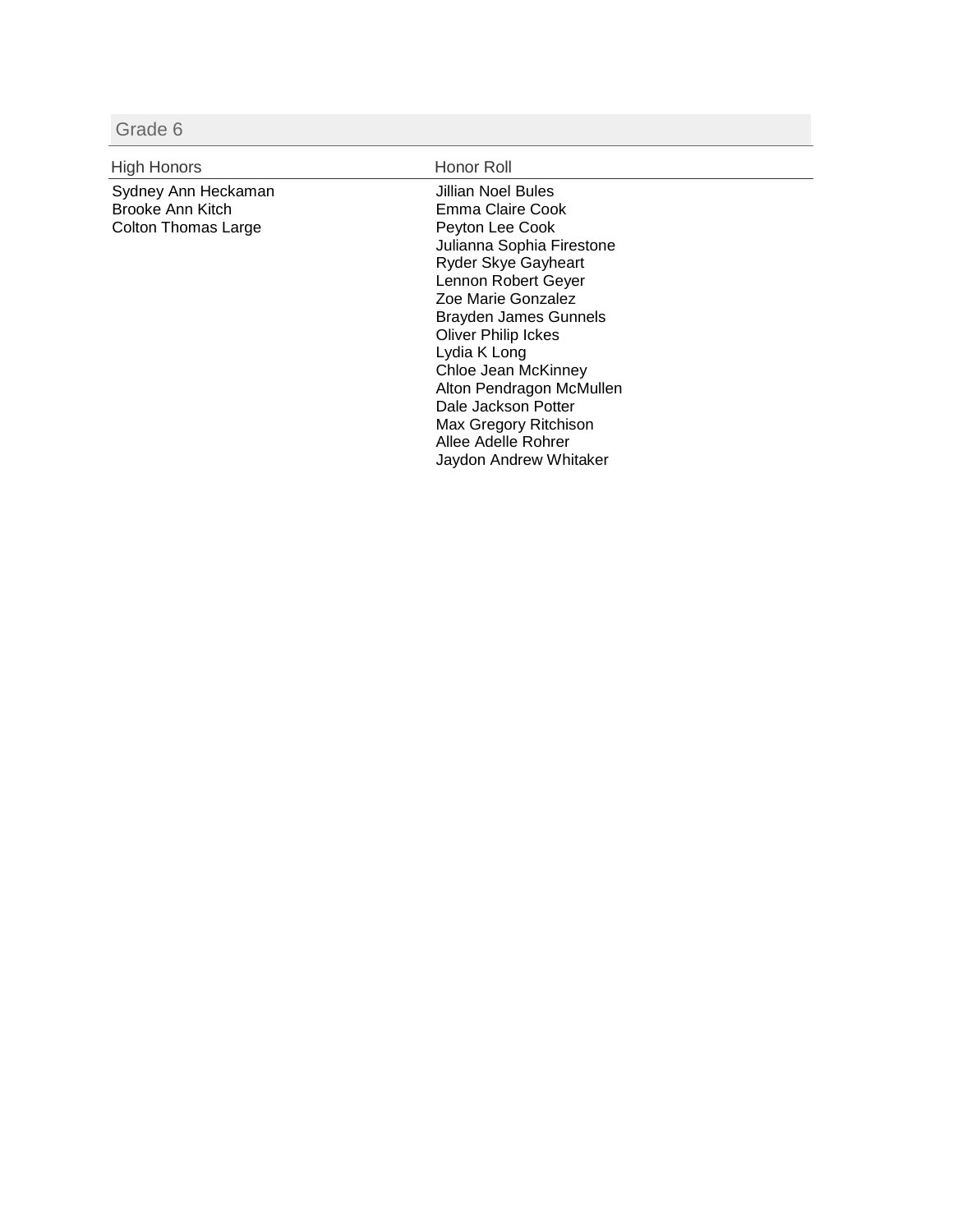## Grade 6

| High Honors | Honor Roll |
|---|---|
| Sydney Ann Heckaman | Jillian Noel Bules |
| Brooke Ann Kitch | Emma Claire Cook |
| Colton Thomas Large | Peyton Lee Cook |
| | Julianna Sophia Firestone |
| | Ryder Skye Gayheart |
| | Lennon Robert Geyer |
| | Zoe Marie Gonzalez |
| | Brayden James Gunnels |
| | Oliver Philip Ickes |
| | Lydia K Long |
| | Chloe Jean McKinney |
| | Alton Pendragon McMullen |
| | Dale Jackson Potter |
| | Max Gregory Ritchison |
| | Allee Adelle Rohrer |
| | Jaydon Andrew Whitaker |